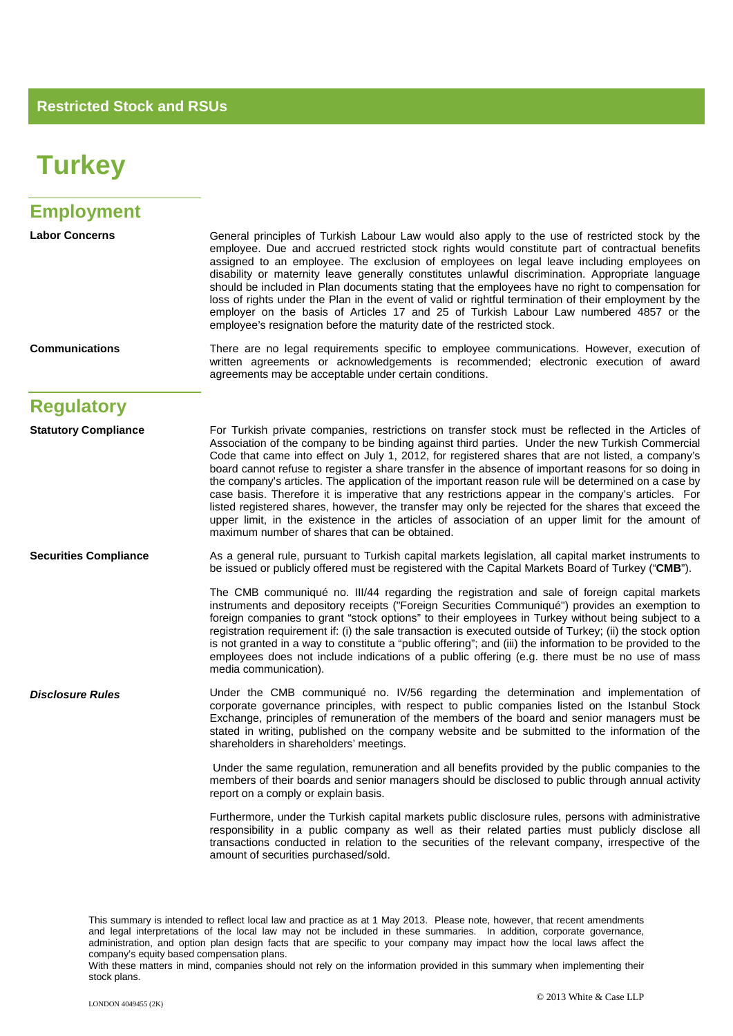## Restricted Stock and RSUs

# Turkey

## Employment

**Labor Concerns**

General principles of Turkish Labour Law would also apply to the use of restricted stock by the employee. Due and accrued restricted stock rights would constitute part of contractual benefits assigned to an employee. The exclusion of employees on legal leave including employees on disability or maternity leave generally constitutes unlawful discrimination. Appropriate language should be included in Plan documents stating that the employees have no right to compensation for loss of rights under the Plan in the event of valid or rightful termination of their employment by the employer on the basis of Articles 17 and 25 of Turkish Labour Law numbered 4857 or the employee's resignation before the maturity date of the restricted stock.

**Communications**

There are no legal requirements specific to employee communications. However, execution of written agreements or acknowledgements is recommended; electronic execution of award agreements may be acceptable under certain conditions.

## Regulatory

**Statutory Compliance**

For Turkish private companies, restrictions on transfer stock must be reflected in the Articles of Association of the company to be binding against third parties. Under the new Turkish Commercial Code that came into effect on July 1, 2012, for registered shares that are not listed, a company's board cannot refuse to register a share transfer in the absence of important reasons for so doing in the company's articles. The application of the important reason rule will be determined on a case by case basis. Therefore it is imperative that any restrictions appear in the company's articles. For listed registered shares, however, the transfer may only be rejected for the shares that exceed the upper limit, in the existence in the articles of association of an upper limit for the amount of maximum number of shares that can be obtained.

**Securities Compliance**

As a general rule, pursuant to Turkish capital markets legislation, all capital market instruments to be issued or publicly offered must be registered with the Capital Markets Board of Turkey ("**CMB**").

The CMB communiqué no. III/44 regarding the registration and sale of foreign capital markets instruments and depository receipts ("Foreign Securities Communiqué") provides an exemption to foreign companies to grant "stock options" to their employees in Turkey without being subject to a registration requirement if: (i) the sale transaction is executed outside of Turkey; (ii) the stock option is not granted in a way to constitute a "public offering"; and (iii) the information to be provided to the employees does not include indications of a public offering (e.g. there must be no use of mass media communication).

***Disclosure Rules***

Under the CMB communiqué no. IV/56 regarding the determination and implementation of corporate governance principles, with respect to public companies listed on the Istanbul Stock Exchange, principles of remuneration of the members of the board and senior managers must be stated in writing, published on the company website and be submitted to the information of the shareholders in shareholders' meetings.

Under the same regulation, remuneration and all benefits provided by the public companies to the members of their boards and senior managers should be disclosed to public through annual activity report on a comply or explain basis.

Furthermore, under the Turkish capital markets public disclosure rules, persons with administrative responsibility in a public company as well as their related parties must publicly disclose all transactions conducted in relation to the securities of the relevant company, irrespective of the amount of securities purchased/sold.

This summary is intended to reflect local law and practice as at 1 May 2013. Please note, however, that recent amendments and legal interpretations of the local law may not be included in these summaries. In addition, corporate governance, administration, and option plan design facts that are specific to your company may impact how the local laws affect the company's equity based compensation plans.
With these matters in mind, companies should not rely on the information provided in this summary when implementing their stock plans.

LONDON 4049455 (2K)

© 2013 White & Case LLP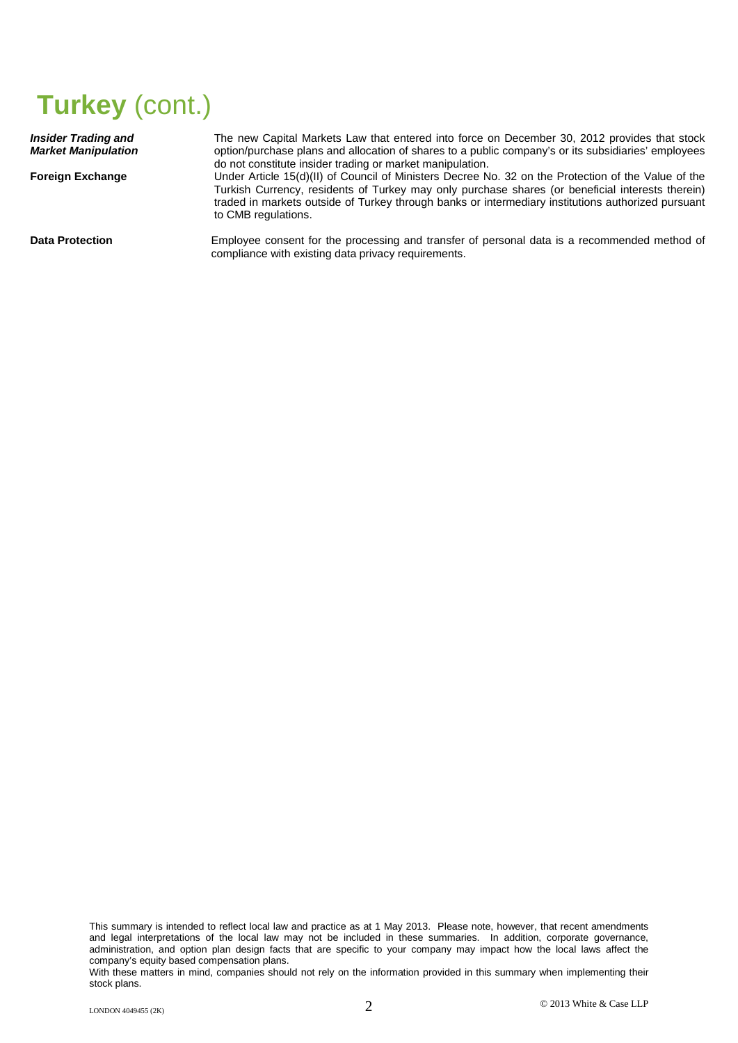# **Turkey** (cont.)

| | |
|---|---|
| ***Insider Trading and Market Manipulation*** | The new Capital Markets Law that entered into force on December 30, 2012 provides that stock option/purchase plans and allocation of shares to a public company's or its subsidiaries' employees do not constitute insider trading or market manipulation. |
| **Foreign Exchange** | Under Article 15(d)(II) of Council of Ministers Decree No. 32 on the Protection of the Value of the Turkish Currency, residents of Turkey may only purchase shares (or beneficial interests therein) traded in markets outside of Turkey through banks or intermediary institutions authorized pursuant to CMB regulations. |
| **Data Protection** | Employee consent for the processing and transfer of personal data is a recommended method of compliance with existing data privacy requirements. |

This summary is intended to reflect local law and practice as at 1 May 2013. Please note, however, that recent amendments and legal interpretations of the local law may not be included in these summaries. In addition, corporate governance, administration, and option plan design facts that are specific to your company may impact how the local laws affect the company's equity based compensation plans.

With these matters in mind, companies should not rely on the information provided in this summary when implementing their stock plans.

LONDON 4049455 (2K)

© 2013 White & Case LLP